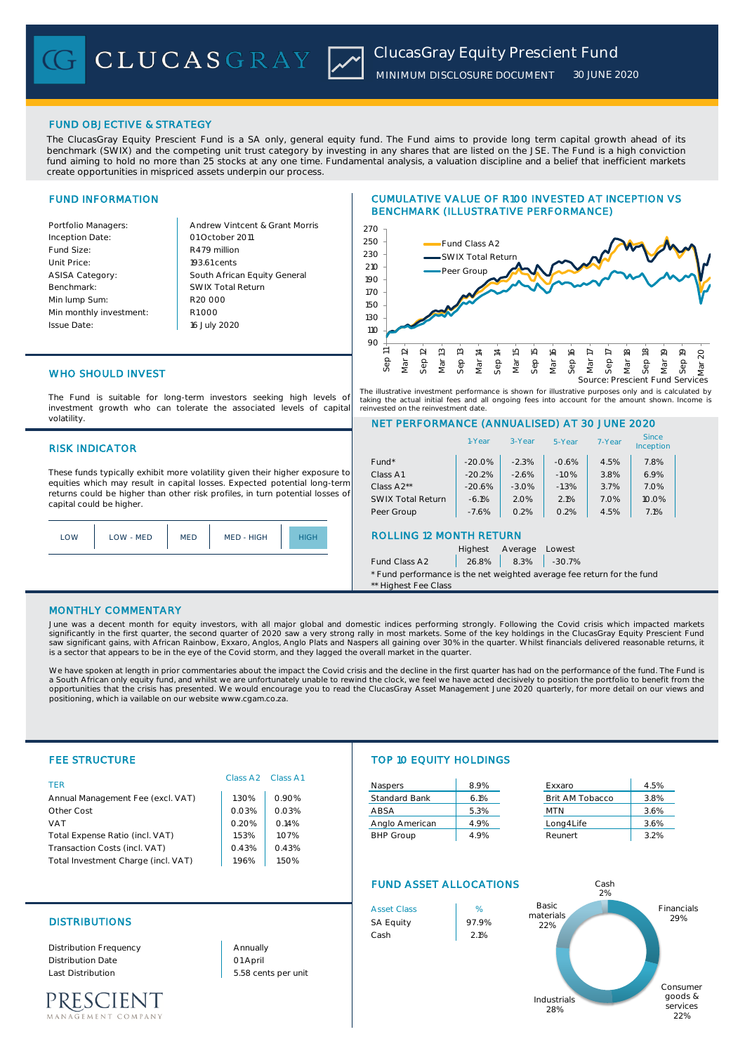# ClucasGray Equity Prescient Fund

MINIMUM DISCLOSURE DOCUMENT 30 JUNE 2020

## FUND OBJECTIVE & STRATEGY

The ClucasGray Equity Prescient Fund is a SA only, general equity fund. The Fund aims to provide long term capital growth ahead of its benchmark (SWIX) and the competing unit trust category by investing in any shares that are listed on the JSE. The Fund is a high conviction fund aiming to hold no more than 25 stocks at any one time. Fundamental analysis, a valuation discipline and a belief that inefficient markets create opportunities in mispriced assets underpin our process.

## FUND INFORMATION

| | |
|---|---|
| Portfolio Managers: | Andrew Vintcent & Grant Morris |
| Inception Date: | 01 October 2011 |
| Fund Size: | R479 million |
| Unit Price: | 193.61 cents |
| ASISA Category: | South African Equity General |
| Benchmark: | SWIX Total Return |
| Min lump Sum: | R20 000 |
| Min monthly investment: | R1 000 |
| Issue Date: | 16 July 2020 |

## CUMULATIVE VALUE OF R100 INVESTED AT INCEPTION VS BENCHMARK (ILLUSTRATIVE PERFORMANCE)

Source: Prescient Fund Services

The illustrative investment performance is shown for illustrative purposes only and is calculated by taking the actual initial fees and all ongoing fees into account for the amount shown. Income is reinvested on the reinvestment date.

## WHO SHOULD INVEST

The Fund is suitable for long-term investors seeking high levels of investment growth who can tolerate the associated levels of capital volatility.

## RISK INDICATOR

These funds typically exhibit more volatility given their higher exposure to equities which may result in capital losses. Expected potential long-term returns could be higher than other risk profiles, in turn potential losses of capital could be higher.

| LOW | LOW - MED | MED | MED - HIGH | **HIGH** |
|---|---|---|---|---|

## NET PERFORMANCE (ANNUALISED) AT 30 JUNE 2020

| | 1-Year | 3-Year | 5-Year | 7-Year | Since Inception |
|---|---|---|---|---|---|
| Fund* | -20.0% | -2.3% | -0.6% | 4.5% | 7.8% |
| Class A1 | -20.2% | -2.6% | -1.0% | 3.8% | 6.9% |
| Class A2** | -20.6% | -3.0% | -1.3% | 3.7% | 7.0% |
| SWIX Total Return | -6.1% | 2.0% | 2.1% | 7.0% | 10.0% |
| Peer Group | -7.6% | 0.2% | 0.2% | 4.5% | 7.1% |

## ROLLING 12 MONTH RETURN

| | Highest | Average | Lowest |
|---|---|---|---|
| Fund Class A2 | 26.8% | 8.3% | -30.7% |

\* Fund performance is the net weighted average fee return for the fund
\** Highest Fee Class

## MONTHLY COMMENTARY

June was a decent month for equity investors, with all major global and domestic indices performing strongly. Following the Covid crisis which impacted markets significantly in the first quarter, the second quarter of 2020 saw a very strong rally in most markets. Some of the key holdings in the ClucasGray Equity Prescient Fund saw significant gains, with African Rainbow, Exxaro, Anglos, Anglo Plats and Naspers all gaining over 30% in the quarter. Whilst financials delivered reasonable returns, it is a sector that appears to be in the eye of the Covid storm, and they lagged the overall market in the quarter.

We have spoken at length in prior commentaries about the impact the Covid crisis and the decline in the first quarter has had on the performance of the fund. The Fund is a South African only equity fund, and whilst we are unfortunately unable to rewind the clock, we feel we have acted decisively to position the portfolio to benefit from the opportunities that the crisis has presented. We would encourage you to read the ClucasGray Asset Management June 2020 quarterly, for more detail on our views and positioning, which ia vailable on our website www.cgam.co.za.

## FEE STRUCTURE

| TER | Class A2 | Class A1 |
|---|---|---|
| Annual Management Fee (excl. VAT) | 1.30% | 0.90% |
| Other Cost | 0.03% | 0.03% |
| VAT | 0.20% | 0.14% |
| Total Expense Ratio (incl. VAT) | 1.53% | 1.07% |
| Transaction Costs (incl. VAT) | 0.43% | 0.43% |
| Total Investment Charge (incl. VAT) | 1.96% | 1.50% |

## TOP 10 EQUITY HOLDINGS

| | | | |
|---|---|---|---|
| Naspers | 8.9% | Exxaro | 4.5% |
| Standard Bank | 6.1% | Brit AM Tobacco | 3.8% |
| ABSA | 5.3% | MTN | 3.6% |
| Anglo American | 4.9% | Long4Life | 3.6% |
| BHP Group | 4.9% | Reunert | 3.2% |

## DISTRIBUTIONS

| | |
|---|---|
| Distribution Frequency | Annually |
| Distribution Date | 01 April |
| Last Distribution | 5.58 cents per unit |

## FUND ASSET ALLOCATIONS

| Asset Class | % |
|---|---|
| SA Equity | 97.9% |
| Cash | 2.1% |

Cash 2%, Financials 29%, Consumer goods & services 22%, Industrials 28%, Basic materials 22%

PRESCIENT MANAGEMENT COMPANY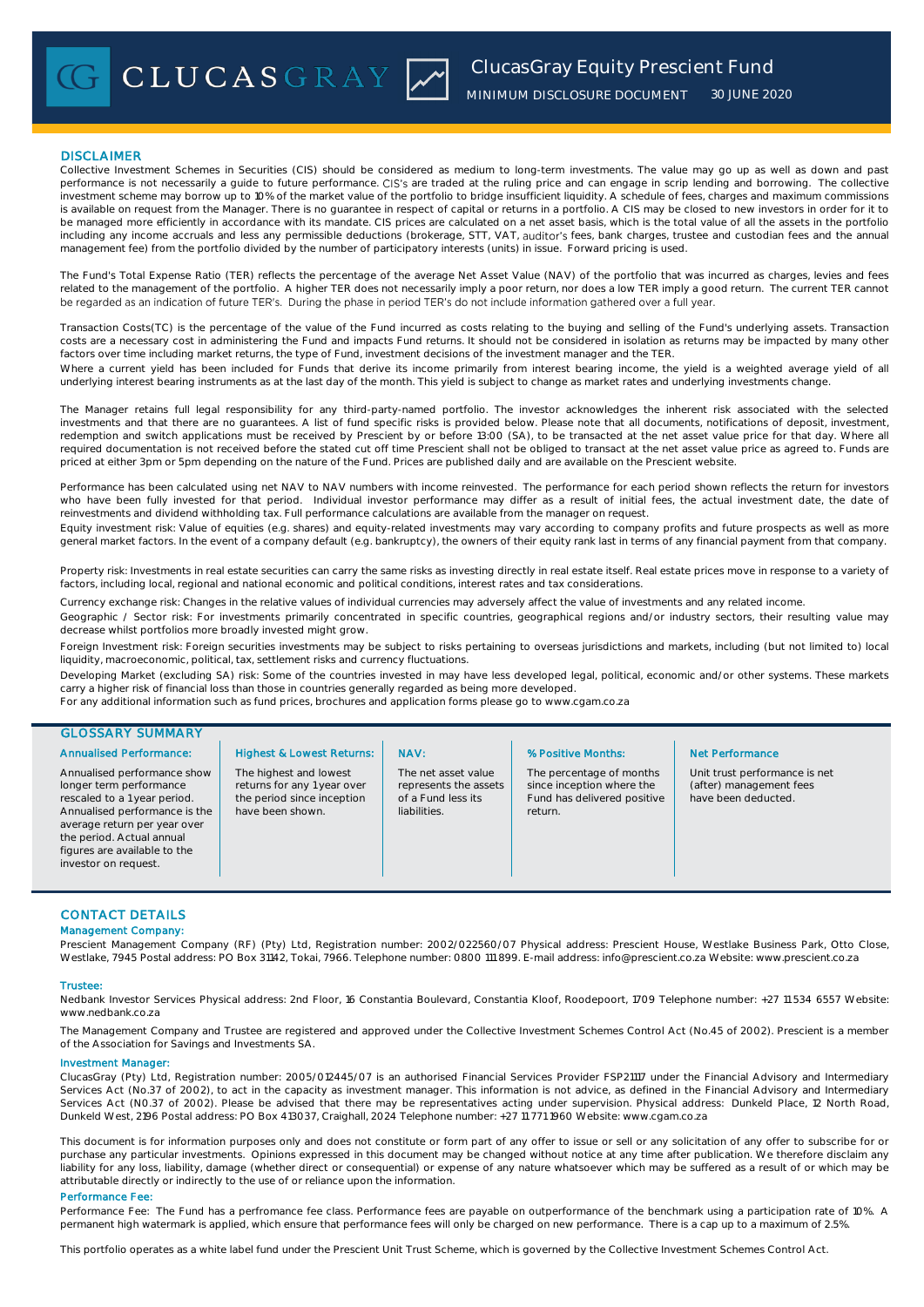# ClucasGray Equity Prescient Fund

MINIMUM DISCLOSURE DOCUMENT 30 JUNE 2020

## DISCLAIMER

Collective Investment Schemes in Securities (CIS) should be considered as medium to long-term investments. The value may go up as well as down and past performance is not necessarily a guide to future performance. CIS's are traded at the ruling price and can engage in scrip lending and borrowing. The collective investment scheme may borrow up to 10% of the market value of the portfolio to bridge insufficient liquidity. A schedule of fees, charges and maximum commissions is available on request from the Manager. There is no guarantee in respect of capital or returns in a portfolio. A CIS may be closed to new investors in order for it to be managed more efficiently in accordance with its mandate. CIS prices are calculated on a net asset basis, which is the total value of all the assets in the portfolio including any income accruals and less any permissible deductions (brokerage, STT, VAT, auditor's fees, bank charges, trustee and custodian fees and the annual management fee) from the portfolio divided by the number of participatory interests (units) in issue. Forward pricing is used.

The Fund's Total Expense Ratio (TER) reflects the percentage of the average Net Asset Value (NAV) of the portfolio that was incurred as charges, levies and fees related to the management of the portfolio. A higher TER does not necessarily imply a poor return, nor does a low TER imply a good return. The current TER cannot be regarded as an indication of future TER's. During the phase in period TER's do not include information gathered over a full year.

Transaction Costs(TC) is the percentage of the value of the Fund incurred as costs relating to the buying and selling of the Fund's underlying assets. Transaction costs are a necessary cost in administering the Fund and impacts Fund returns. It should not be considered in isolation as returns may be impacted by many other factors over time including market returns, the type of Fund, investment decisions of the investment manager and the TER.

Where a current yield has been included for Funds that derive its income primarily from interest bearing income, the yield is a weighted average yield of all underlying interest bearing instruments as at the last day of the month. This yield is subject to change as market rates and underlying investments change.

The Manager retains full legal responsibility for any third-party-named portfolio. The investor acknowledges the inherent risk associated with the selected investments and that there are no guarantees. A list of fund specific risks is provided below. Please note that all documents, notifications of deposit, investment, redemption and switch applications must be received by Prescient by or before 13:00 (SA), to be transacted at the net asset value price for that day. Where all required documentation is not received before the stated cut off time Prescient shall not be obliged to transact at the net asset value price as agreed to. Funds are priced at either 3pm or 5pm depending on the nature of the Fund. Prices are published daily and are available on the Prescient website.

Performance has been calculated using net NAV to NAV numbers with income reinvested. The performance for each period shown reflects the return for investors who have been fully invested for that period. Individual investor performance may differ as a result of initial fees, the actual investment date, the date of reinvestments and dividend withholding tax. Full performance calculations are available from the manager on request.

Equity investment risk: Value of equities (e.g. shares) and equity-related investments may vary according to company profits and future prospects as well as more general market factors. In the event of a company default (e.g. bankruptcy), the owners of their equity rank last in terms of any financial payment from that company.

Property risk: Investments in real estate securities can carry the same risks as investing directly in real estate itself. Real estate prices move in response to a variety of factors, including local, regional and national economic and political conditions, interest rates and tax considerations.

Currency exchange risk: Changes in the relative values of individual currencies may adversely affect the value of investments and any related income.

Geographic / Sector risk: For investments primarily concentrated in specific countries, geographical regions and/or industry sectors, their resulting value may decrease whilst portfolios more broadly invested might grow.

Foreign Investment risk: Foreign securities investments may be subject to risks pertaining to overseas jurisdictions and markets, including (but not limited to) local liquidity, macroeconomic, political, tax, settlement risks and currency fluctuations.

Developing Market (excluding SA) risk: Some of the countries invested in may have less developed legal, political, economic and/or other systems. These markets carry a higher risk of financial loss than those in countries generally regarded as being more developed.

For any additional information such as fund prices, brochures and application forms please go to www.cgam.co.za

## GLOSSARY SUMMARY

**Annualised Performance:** Annualised performance show longer term performance rescaled to a 1 year period. Annualised performance is the average return per year over the period. Actual annual figures are available to the investor on request.

**Highest & Lowest Returns:** The highest and lowest returns for any 1 year over the period since inception have been shown.

**NAV:** The net asset value represents the assets of a Fund less its liabilities.

**% Positive Months:** The percentage of months since inception where the Fund has delivered positive return.

**Net Performance:** Unit trust performance is net (after) management fees have been deducted.

## CONTACT DETAILS

### Management Company:

Prescient Management Company (RF) (Pty) Ltd, Registration number: 2002/022560/07 Physical address: Prescient House, Westlake Business Park, Otto Close, Westlake, 7945 Postal address: PO Box 31142, Tokai, 7966. Telephone number: 0800 111 899. E-mail address: info@prescient.co.za Website: www.prescient.co.za

### Trustee:

Nedbank Investor Services Physical address: 2nd Floor, 16 Constantia Boulevard, Constantia Kloof, Roodepoort, 1709 Telephone number: +27 11 534 6557 Website: www.nedbank.co.za

The Management Company and Trustee are registered and approved under the Collective Investment Schemes Control Act (No.45 of 2002). Prescient is a member of the Association for Savings and Investments SA.

### Investment Manager:

ClucasGray (Pty) Ltd, Registration number: 2005/012445/07 is an authorised Financial Services Provider FSP21117 under the Financial Advisory and Intermediary Services Act (No.37 of 2002), to act in the capacity as investment manager. This information is not advice, as defined in the Financial Advisory and Intermediary Services Act (N0.37 of 2002). Please be advised that there may be representatives acting under supervision. Physical address: Dunkeld Place, 12 North Road, Dunkeld West, 2196 Postal address: PO Box 413037, Craighall, 2024 Telephone number: +27 11 771 1960 Website: www.cgam.co.za

This document is for information purposes only and does not constitute or form part of any offer to issue or sell or any solicitation of any offer to subscribe for or purchase any particular investments. Opinions expressed in this document may be changed without notice at any time after publication. We therefore disclaim any liability for any loss, liability, damage (whether direct or consequential) or expense of any nature whatsoever which may be suffered as a result of or which may be attributable directly or indirectly to the use of or reliance upon the information.

### Performance Fee:

Performance Fee: The Fund has a perfromance fee class. Performance fees are payable on outperformance of the benchmark using a participation rate of 10%. A permanent high watermark is applied, which ensure that performance fees will only be charged on new performance. There is a cap up to a maximum of 2.5%.

This portfolio operates as a white label fund under the Prescient Unit Trust Scheme, which is governed by the Collective Investment Schemes Control Act.